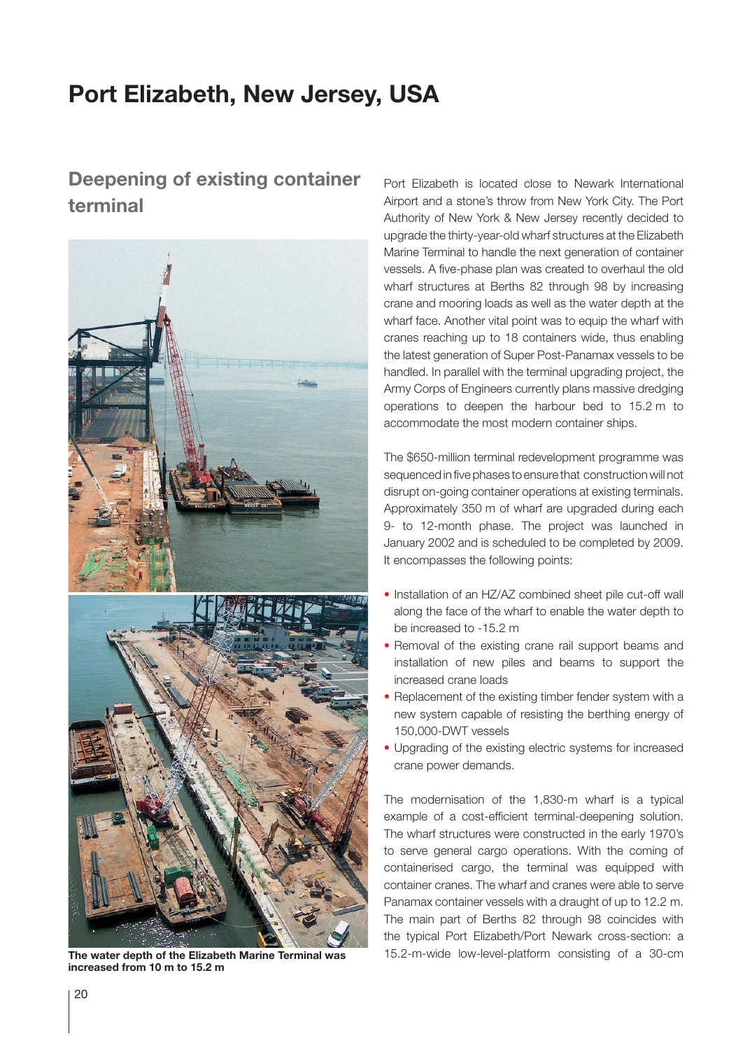# Port Elizabeth, New Jersey, USA

## Deepening of existing container terminal

The water depth of the Elizabeth Marine Terminal was increased from 10 m to 15.2 m

Port Elizabeth is located close to Newark International Airport and a stone's throw from New York City. The Port Authority of New York & New Jersey recently decided to upgrade the thirty-year-old wharf structures at the Elizabeth Marine Terminal to handle the next generation of container vessels. A five-phase plan was created to overhaul the old wharf structures at Berths 82 through 98 by increasing crane and mooring loads as well as the water depth at the wharf face. Another vital point was to equip the wharf with cranes reaching up to 18 containers wide, thus enabling the latest generation of Super Post-Panamax vessels to be handled. In parallel with the terminal upgrading project, the Army Corps of Engineers currently plans massive dredging operations to deepen the harbour bed to 15.2 m to accommodate the most modern container ships.

The $650-million terminal redevelopment programme was sequenced in five phases to ensure that construction will not disrupt on-going container operations at existing terminals. Approximately 350 m of wharf are upgraded during each 9- to 12-month phase. The project was launched in January 2002 and is scheduled to be completed by 2009. It encompasses the following points:

- Installation of an HZ/AZ combined sheet pile cut-off wall along the face of the wharf to enable the water depth to be increased to -15.2 m
- Removal of the existing crane rail support beams and installation of new piles and beams to support the increased crane loads
- Replacement of the existing timber fender system with a new system capable of resisting the berthing energy of 150,000-DWT vessels
- Upgrading of the existing electric systems for increased crane power demands.

The modernisation of the 1,830-m wharf is a typical example of a cost-efficient terminal-deepening solution. The wharf structures were constructed in the early 1970's to serve general cargo operations. With the coming of containerised cargo, the terminal was equipped with container cranes. The wharf and cranes were able to serve Panamax container vessels with a draught of up to 12.2 m. The main part of Berths 82 through 98 coincides with the typical Port Elizabeth/Port Newark cross-section: a 15.2-m-wide low-level-platform consisting of a 30-cm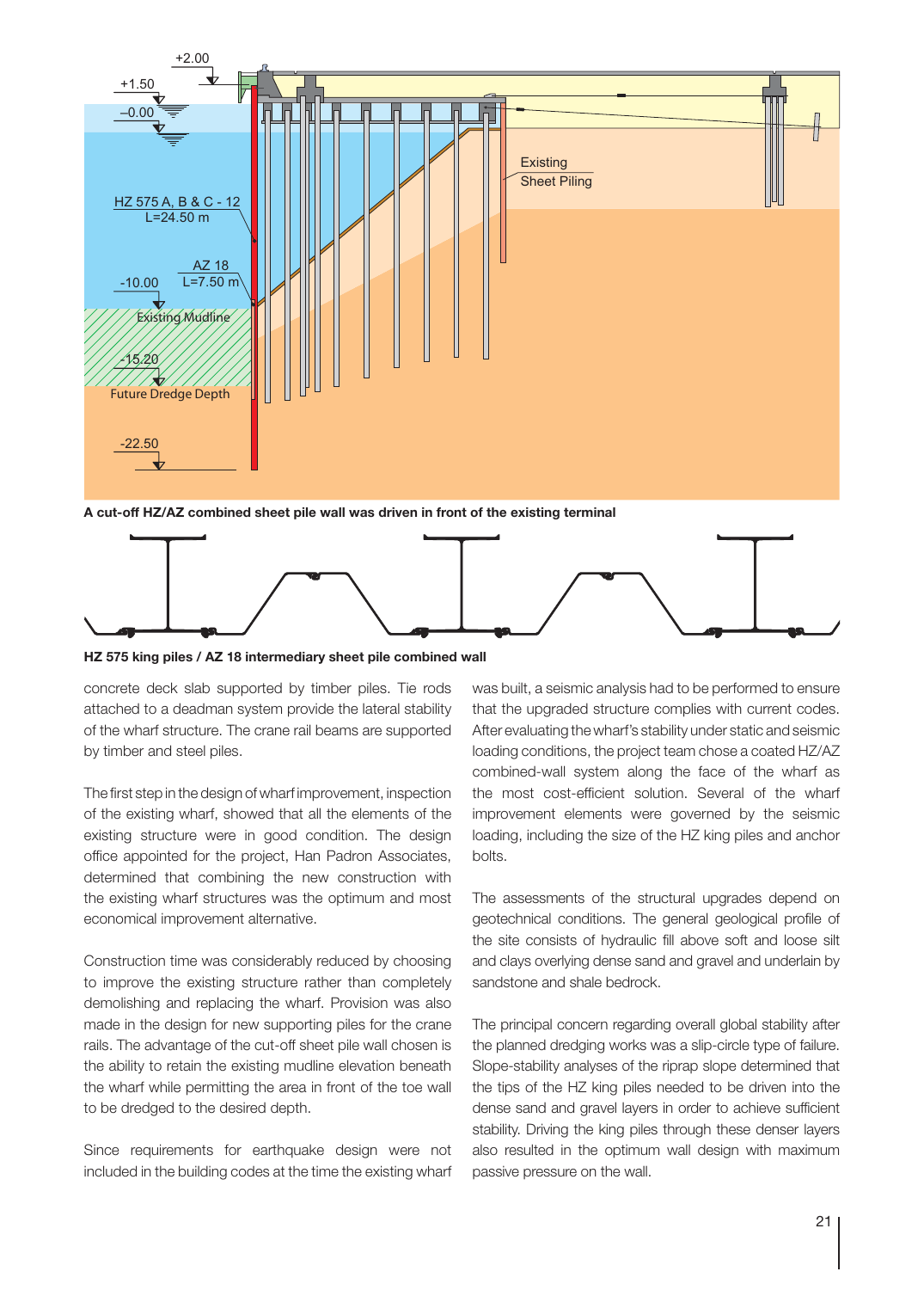A cut-off HZ/AZ combined sheet pile wall was driven in front of the existing terminal

HZ 575 king piles / AZ 18 intermediary sheet pile combined wall

concrete deck slab supported by timber piles. Tie rods attached to a deadman system provide the lateral stability of the wharf structure. The crane rail beams are supported by timber and steel piles.

The first step in the design of wharf improvement, inspection of the existing wharf, showed that all the elements of the existing structure were in good condition. The design office appointed for the project, Han Padron Associates, determined that combining the new construction with the existing wharf structures was the optimum and most economical improvement alternative.

Construction time was considerably reduced by choosing to improve the existing structure rather than completely demolishing and replacing the wharf. Provision was also made in the design for new supporting piles for the crane rails. The advantage of the cut-off sheet pile wall chosen is the ability to retain the existing mudline elevation beneath the wharf while permitting the area in front of the toe wall to be dredged to the desired depth.

Since requirements for earthquake design were not included in the building codes at the time the existing wharf was built, a seismic analysis had to be performed to ensure that the upgraded structure complies with current codes. After evaluating the wharf's stability under static and seismic loading conditions, the project team chose a coated HZ/AZ combined-wall system along the face of the wharf as the most cost-efficient solution. Several of the wharf improvement elements were governed by the seismic loading, including the size of the HZ king piles and anchor bolts.

The assessments of the structural upgrades depend on geotechnical conditions. The general geological profile of the site consists of hydraulic fill above soft and loose silt and clays overlying dense sand and gravel and underlain by sandstone and shale bedrock.

The principal concern regarding overall global stability after the planned dredging works was a slip-circle type of failure. Slope-stability analyses of the riprap slope determined that the tips of the HZ king piles needed to be driven into the dense sand and gravel layers in order to achieve sufficient stability. Driving the king piles through these denser layers also resulted in the optimum wall design with maximum passive pressure on the wall.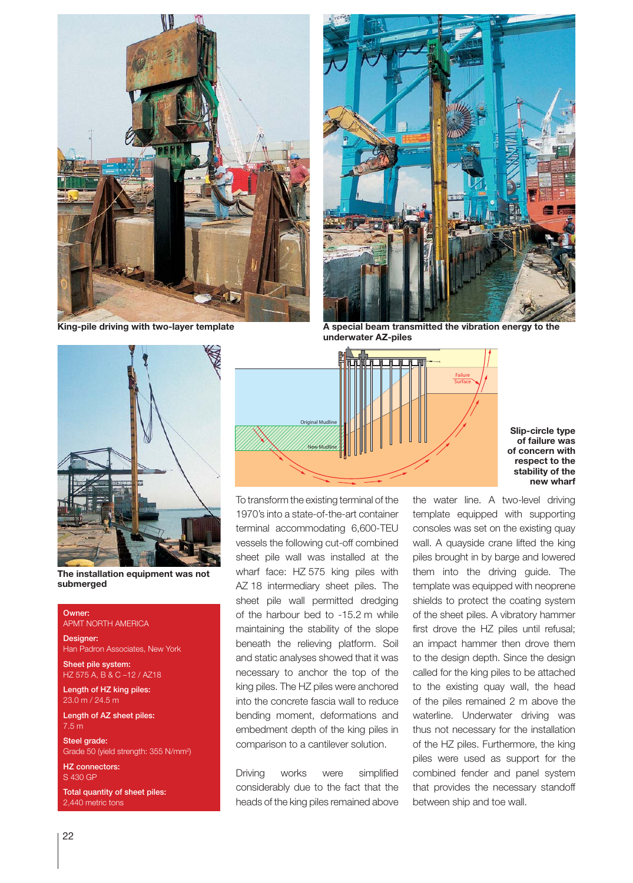King-pile driving with two-layer template

A special beam transmitted the vibration energy to the underwater AZ-piles

The installation equipment was not submerged

Slip-circle type of failure was of concern with respect to the stability of the new wharf

**Owner:**
APMT NORTH AMERICA

**Designer:**
Han Padron Associates, New York

**Sheet pile system:**
HZ 575 A, B & C –12 / AZ18

**Length of HZ king piles:**
23.0 m / 24.5 m

**Length of AZ sheet piles:**
7.5 m

**Steel grade:**
Grade 50 (yield strength: 355 N/mm²)

**HZ connectors:**
S 430 GP

**Total quantity of sheet piles:**
2,440 metric tons

To transform the existing terminal of the 1970's into a state-of-the-art container terminal accommodating 6,600-TEU vessels the following cut-off combined sheet pile wall was installed at the wharf face: HZ 575 king piles with AZ 18 intermediary sheet piles. The sheet pile wall permitted dredging of the harbour bed to -15.2 m while maintaining the stability of the slope beneath the relieving platform. Soil and static analyses showed that it was necessary to anchor the top of the king piles. The HZ piles were anchored into the concrete fascia wall to reduce bending moment, deformations and embedment depth of the king piles in comparison to a cantilever solution.

Driving works were simplified considerably due to the fact that the heads of the king piles remained above the water line. A two-level driving template equipped with supporting consoles was set on the existing quay wall. A quayside crane lifted the king piles brought in by barge and lowered them into the driving guide. The template was equipped with neoprene shields to protect the coating system of the sheet piles. A vibratory hammer first drove the HZ piles until refusal; an impact hammer then drove them to the design depth. Since the design called for the king piles to be attached to the existing quay wall, the head of the piles remained 2 m above the waterline. Underwater driving was thus not necessary for the installation of the HZ piles. Furthermore, the king piles were used as support for the combined fender and panel system that provides the necessary standoff between ship and toe wall.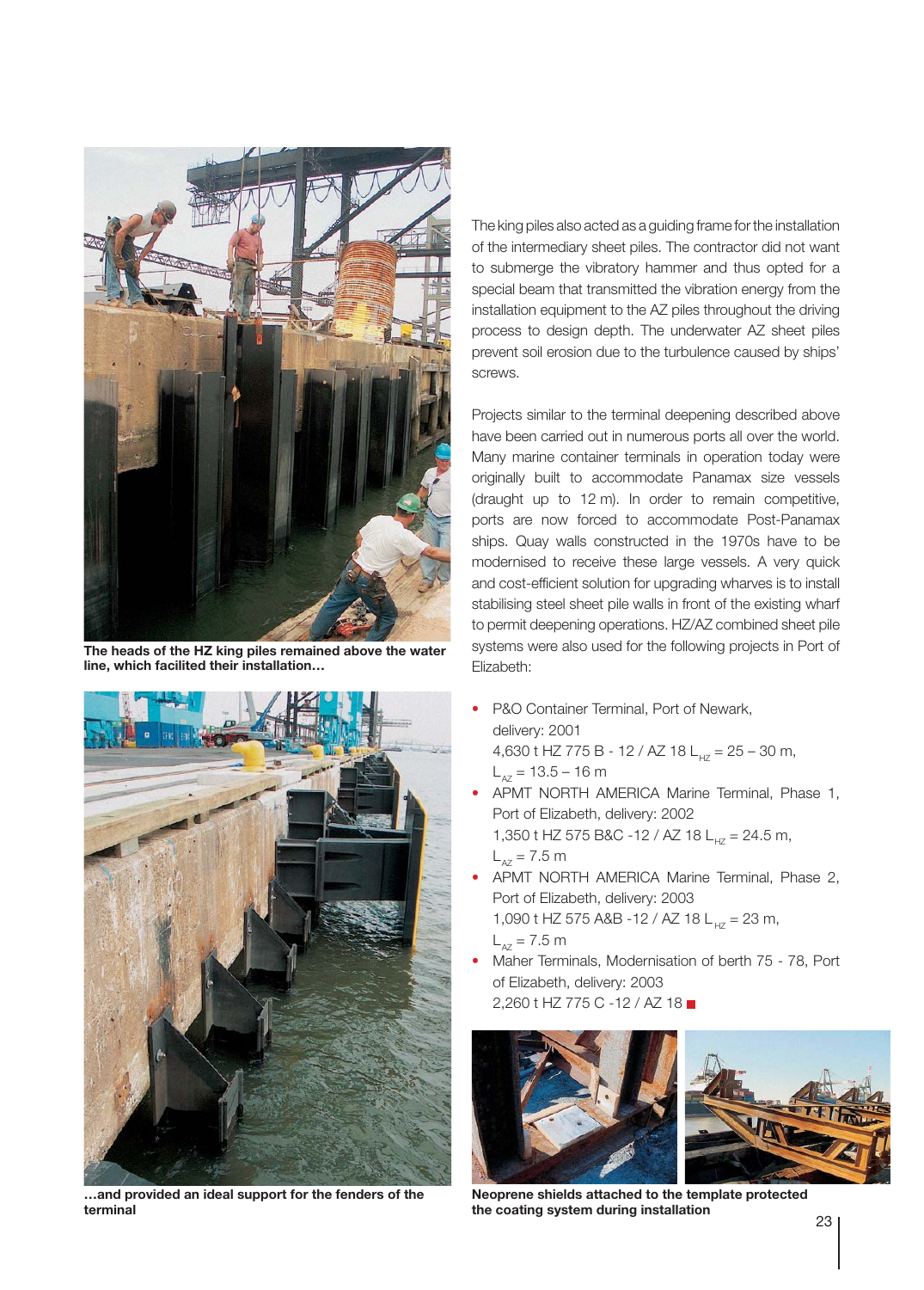The heads of the HZ king piles remained above the water line, which facilited their installation…

…and provided an ideal support for the fenders of the terminal

The king piles also acted as a guiding frame for the installation of the intermediary sheet piles. The contractor did not want to submerge the vibratory hammer and thus opted for a special beam that transmitted the vibration energy from the installation equipment to the AZ piles throughout the driving process to design depth. The underwater AZ sheet piles prevent soil erosion due to the turbulence caused by ships' screws.

Projects similar to the terminal deepening described above have been carried out in numerous ports all over the world. Many marine container terminals in operation today were originally built to accommodate Panamax size vessels (draught up to 12 m). In order to remain competitive, ports are now forced to accommodate Post-Panamax ships. Quay walls constructed in the 1970s have to be modernised to receive these large vessels. A very quick and cost-efficient solution for upgrading wharves is to install stabilising steel sheet pile walls in front of the existing wharf to permit deepening operations. HZ/AZ combined sheet pile systems were also used for the following projects in Port of Elizabeth:

- P&O Container Terminal, Port of Newark, delivery: 2001
  4,630 t HZ 775 B - 12 / AZ 18 $L_{HZ}$ = 25 – 30 m, $L_{AZ}$ = 13.5 – 16 m
- APMT NORTH AMERICA Marine Terminal, Phase 1, Port of Elizabeth, delivery: 2002
  1,350 t HZ 575 B&C -12 / AZ 18 $L_{HZ}$ = 24.5 m, $L_{AZ}$ = 7.5 m
- APMT NORTH AMERICA Marine Terminal, Phase 2, Port of Elizabeth, delivery: 2003
  1,090 t HZ 575 A&B -12 / AZ 18 $L_{HZ}$ = 23 m, $L_{AZ}$ = 7.5 m
- Maher Terminals, Modernisation of berth 75 - 78, Port of Elizabeth, delivery: 2003
  2,260 t HZ 775 C -12 / AZ 18

Neoprene shields attached to the template protected the coating system during installation